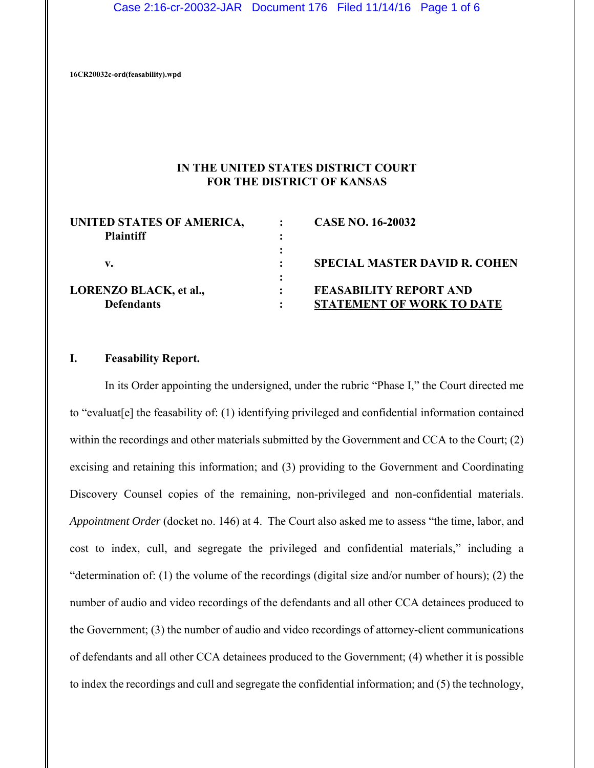16CR20032c-ord(feasability).wpd

**IN THE UNITED STATES DISTRICT COURT**
**FOR THE DISTRICT OF KANSAS**

| | | |
|---|---|---|
| **UNITED STATES OF AMERICA, Plaintiff** | : | **CASE NO. 16-20032** |
| **v.** | : | **SPECIAL MASTER DAVID R. COHEN** |
| **LORENZO BLACK, et al., Defendants** | : | **FEASABILITY REPORT AND STATEMENT OF WORK TO DATE** |

## I. Feasability Report.

In its Order appointing the undersigned, under the rubric "Phase I," the Court directed me to "evaluat[e] the feasability of: (1) identifying privileged and confidential information contained within the recordings and other materials submitted by the Government and CCA to the Court; (2) excising and retaining this information; and (3) providing to the Government and Coordinating Discovery Counsel copies of the remaining, non-privileged and non-confidential materials. *Appointment Order* (docket no. 146) at 4. The Court also asked me to assess "the time, labor, and cost to index, cull, and segregate the privileged and confidential materials," including a "determination of: (1) the volume of the recordings (digital size and/or number of hours); (2) the number of audio and video recordings of the defendants and all other CCA detainees produced to the Government; (3) the number of audio and video recordings of attorney-client communications of defendants and all other CCA detainees produced to the Government; (4) whether it is possible to index the recordings and cull and segregate the confidential information; and (5) the technology,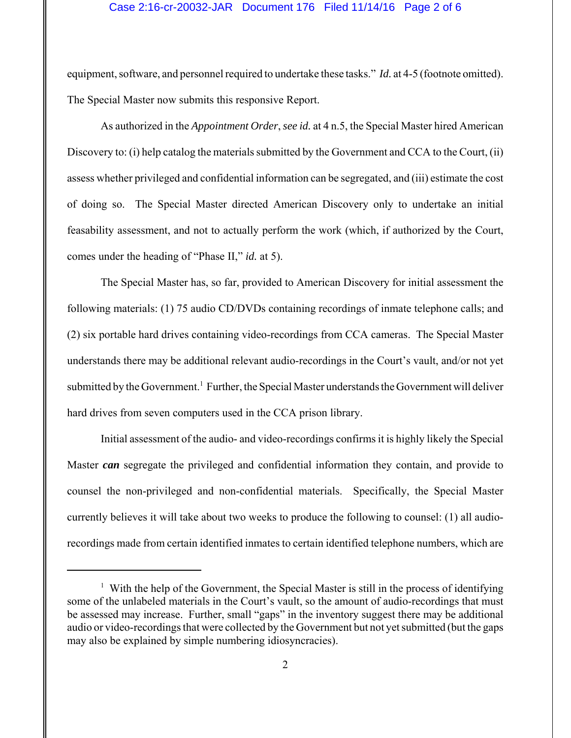equipment, software, and personnel required to undertake these tasks." *Id.* at 4-5 (footnote omitted). The Special Master now submits this responsive Report.

As authorized in the *Appointment Order*, *see id.* at 4 n.5, the Special Master hired American Discovery to: (i) help catalog the materials submitted by the Government and CCA to the Court, (ii) assess whether privileged and confidential information can be segregated, and (iii) estimate the cost of doing so. The Special Master directed American Discovery only to undertake an initial feasability assessment, and not to actually perform the work (which, if authorized by the Court, comes under the heading of "Phase II," *id.* at 5).

The Special Master has, so far, provided to American Discovery for initial assessment the following materials: (1) 75 audio CD/DVDs containing recordings of inmate telephone calls; and (2) six portable hard drives containing video-recordings from CCA cameras. The Special Master understands there may be additional relevant audio-recordings in the Court's vault, and/or not yet submitted by the Government.[1] Further, the Special Master understands the Government will deliver hard drives from seven computers used in the CCA prison library.

Initial assessment of the audio- and video-recordings confirms it is highly likely the Special Master ***can*** segregate the privileged and confidential information they contain, and provide to counsel the non-privileged and non-confidential materials. Specifically, the Special Master currently believes it will take about two weeks to produce the following to counsel: (1) all audio-recordings made from certain identified inmates to certain identified telephone numbers, which are

---

[1] With the help of the Government, the Special Master is still in the process of identifying some of the unlabeled materials in the Court's vault, so the amount of audio-recordings that must be assessed may increase. Further, small "gaps" in the inventory suggest there may be additional audio or video-recordings that were collected by the Government but not yet submitted (but the gaps may also be explained by simple numbering idiosyncracies).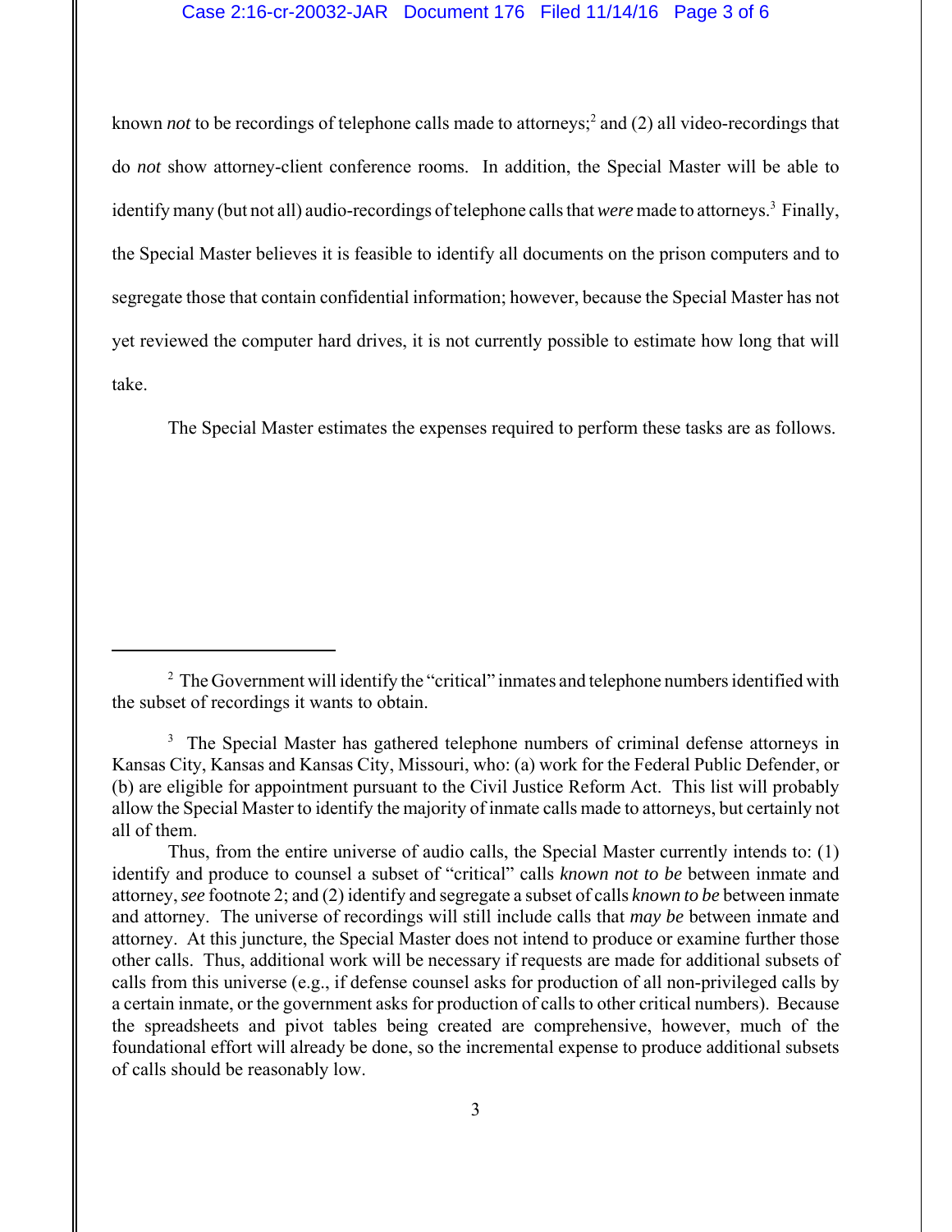known *not* to be recordings of telephone calls made to attorneys;[2] and (2) all video-recordings that do *not* show attorney-client conference rooms. In addition, the Special Master will be able to identify many (but not all) audio-recordings of telephone calls that *were* made to attorneys.[3] Finally, the Special Master believes it is feasible to identify all documents on the prison computers and to segregate those that contain confidential information; however, because the Special Master has not yet reviewed the computer hard drives, it is not currently possible to estimate how long that will take.

The Special Master estimates the expenses required to perform these tasks are as follows.

---

[2] The Government will identify the "critical" inmates and telephone numbers identified with the subset of recordings it wants to obtain.

[3] The Special Master has gathered telephone numbers of criminal defense attorneys in Kansas City, Kansas and Kansas City, Missouri, who: (a) work for the Federal Public Defender, or (b) are eligible for appointment pursuant to the Civil Justice Reform Act. This list will probably allow the Special Master to identify the majority of inmate calls made to attorneys, but certainly not all of them.

Thus, from the entire universe of audio calls, the Special Master currently intends to: (1) identify and produce to counsel a subset of "critical" calls *known not to be* between inmate and attorney, *see* footnote 2; and (2) identify and segregate a subset of calls *known to be* between inmate and attorney. The universe of recordings will still include calls that *may be* between inmate and attorney. At this juncture, the Special Master does not intend to produce or examine further those other calls. Thus, additional work will be necessary if requests are made for additional subsets of calls from this universe (e.g., if defense counsel asks for production of all non-privileged calls by a certain inmate, or the government asks for production of calls to other critical numbers). Because the spreadsheets and pivot tables being created are comprehensive, however, much of the foundational effort will already be done, so the incremental expense to produce additional subsets of calls should be reasonably low.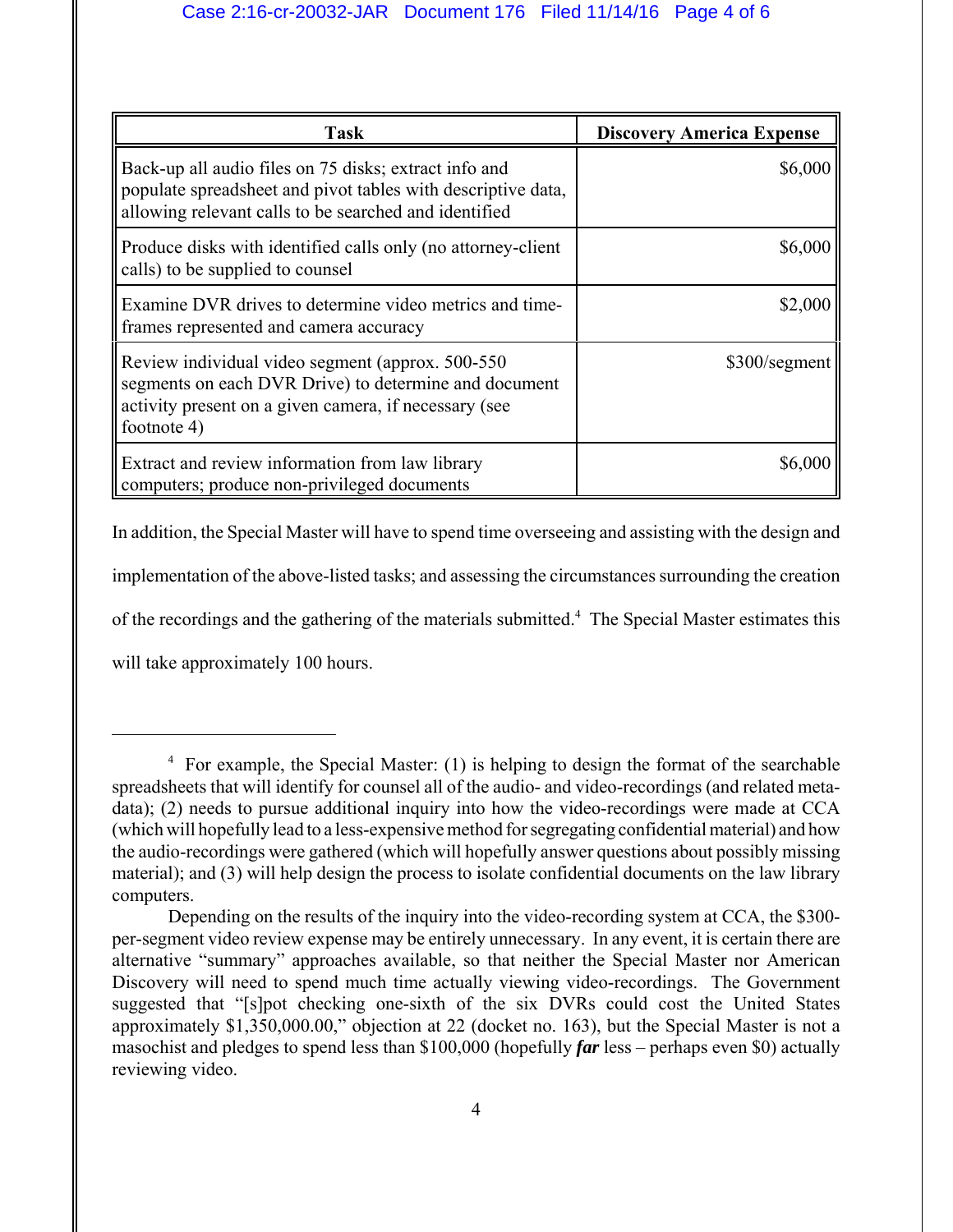| Task | Discovery America Expense |
|---|---|
| Back-up all audio files on 75 disks; extract info and populate spreadsheet and pivot tables with descriptive data, allowing relevant calls to be searched and identified | $6,000 |
| Produce disks with identified calls only (no attorney-client calls) to be supplied to counsel | $6,000 |
| Examine DVR drives to determine video metrics and time-frames represented and camera accuracy | $2,000 |
| Review individual video segment (approx. 500-550 segments on each DVR Drive) to determine and document activity present on a given camera, if necessary (see footnote 4) | $300/segment |
| Extract and review information from law library computers; produce non-privileged documents | $6,000 |

In addition, the Special Master will have to spend time overseeing and assisting with the design and implementation of the above-listed tasks; and assessing the circumstances surrounding the creation of the recordings and the gathering of the materials submitted.[4] The Special Master estimates this will take approximately 100 hours.

---

[4] For example, the Special Master: (1) is helping to design the format of the searchable spreadsheets that will identify for counsel all of the audio- and video-recordings (and related meta-data); (2) needs to pursue additional inquiry into how the video-recordings were made at CCA (which will hopefully lead to a less-expensive method for segregating confidential material) and how the audio-recordings were gathered (which will hopefully answer questions about possibly missing material); and (3) will help design the process to isolate confidential documents on the law library computers.

Depending on the results of the inquiry into the video-recording system at CCA, the $300-per-segment video review expense may be entirely unnecessary. In any event, it is certain there are alternative "summary" approaches available, so that neither the Special Master nor American Discovery will need to spend much time actually viewing video-recordings. The Government suggested that "[s]pot checking one-sixth of the six DVRs could cost the United States approximately $1,350,000.00," objection at 22 (docket no. 163), but the Special Master is not a masochist and pledges to spend less than $100,000 (hopefully ***far*** less – perhaps even $0) actually reviewing video.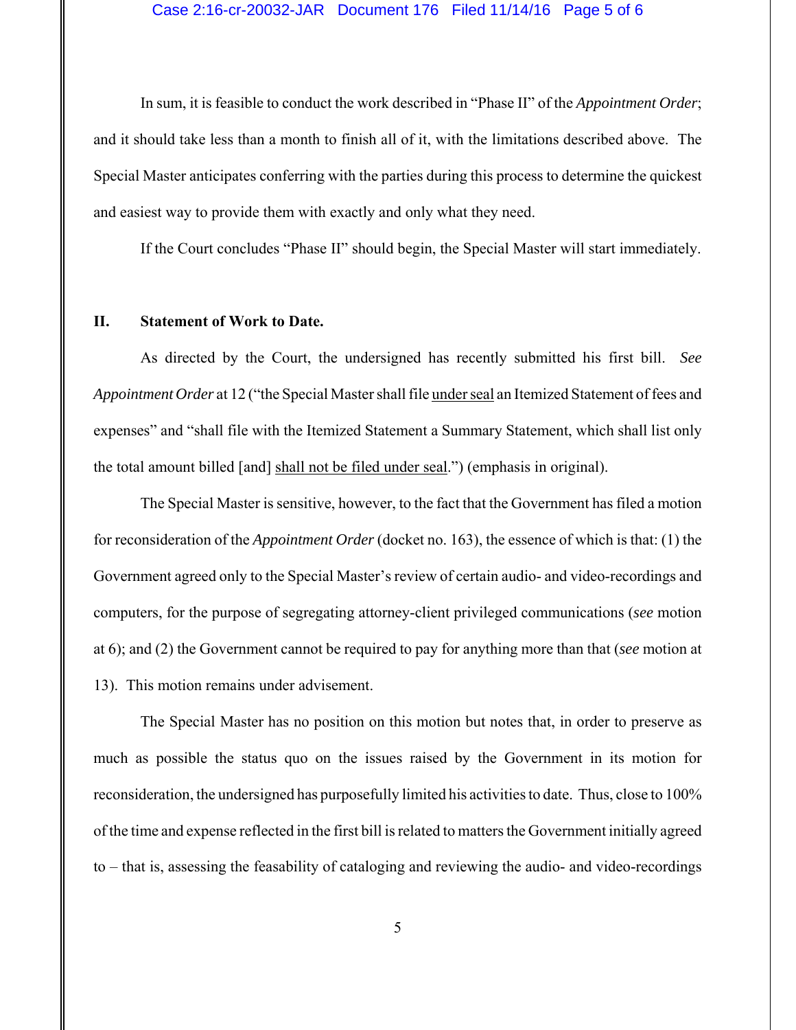In sum, it is feasible to conduct the work described in "Phase II" of the *Appointment Order*; and it should take less than a month to finish all of it, with the limitations described above. The Special Master anticipates conferring with the parties during this process to determine the quickest and easiest way to provide them with exactly and only what they need.

If the Court concludes "Phase II" should begin, the Special Master will start immediately.

## II. Statement of Work to Date.

As directed by the Court, the undersigned has recently submitted his first bill. *See Appointment Order* at 12 ("the Special Master shall file <u>under seal</u> an Itemized Statement of fees and expenses" and "shall file with the Itemized Statement a Summary Statement, which shall list only the total amount billed [and] <u>shall not be filed under seal</u>.") (emphasis in original).

The Special Master is sensitive, however, to the fact that the Government has filed a motion for reconsideration of the *Appointment Order* (docket no. 163), the essence of which is that: (1) the Government agreed only to the Special Master's review of certain audio- and video-recordings and computers, for the purpose of segregating attorney-client privileged communications (*see* motion at 6); and (2) the Government cannot be required to pay for anything more than that (*see* motion at 13). This motion remains under advisement.

The Special Master has no position on this motion but notes that, in order to preserve as much as possible the status quo on the issues raised by the Government in its motion for reconsideration, the undersigned has purposefully limited his activities to date. Thus, close to 100% of the time and expense reflected in the first bill is related to matters the Government initially agreed to – that is, assessing the feasability of cataloging and reviewing the audio- and video-recordings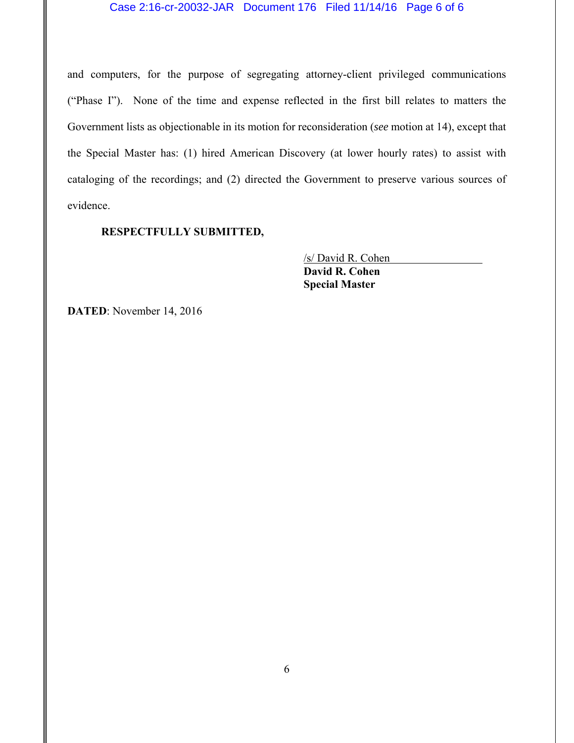and computers, for the purpose of segregating attorney-client privileged communications ("Phase I"). None of the time and expense reflected in the first bill relates to matters the Government lists as objectionable in its motion for reconsideration (*see* motion at 14), except that the Special Master has: (1) hired American Discovery (at lower hourly rates) to assist with cataloging of the recordings; and (2) directed the Government to preserve various sources of evidence.

**RESPECTFULLY SUBMITTED,**

/s/ David R. Cohen
**David R. Cohen**
**Special Master**

**DATED**: November 14, 2016